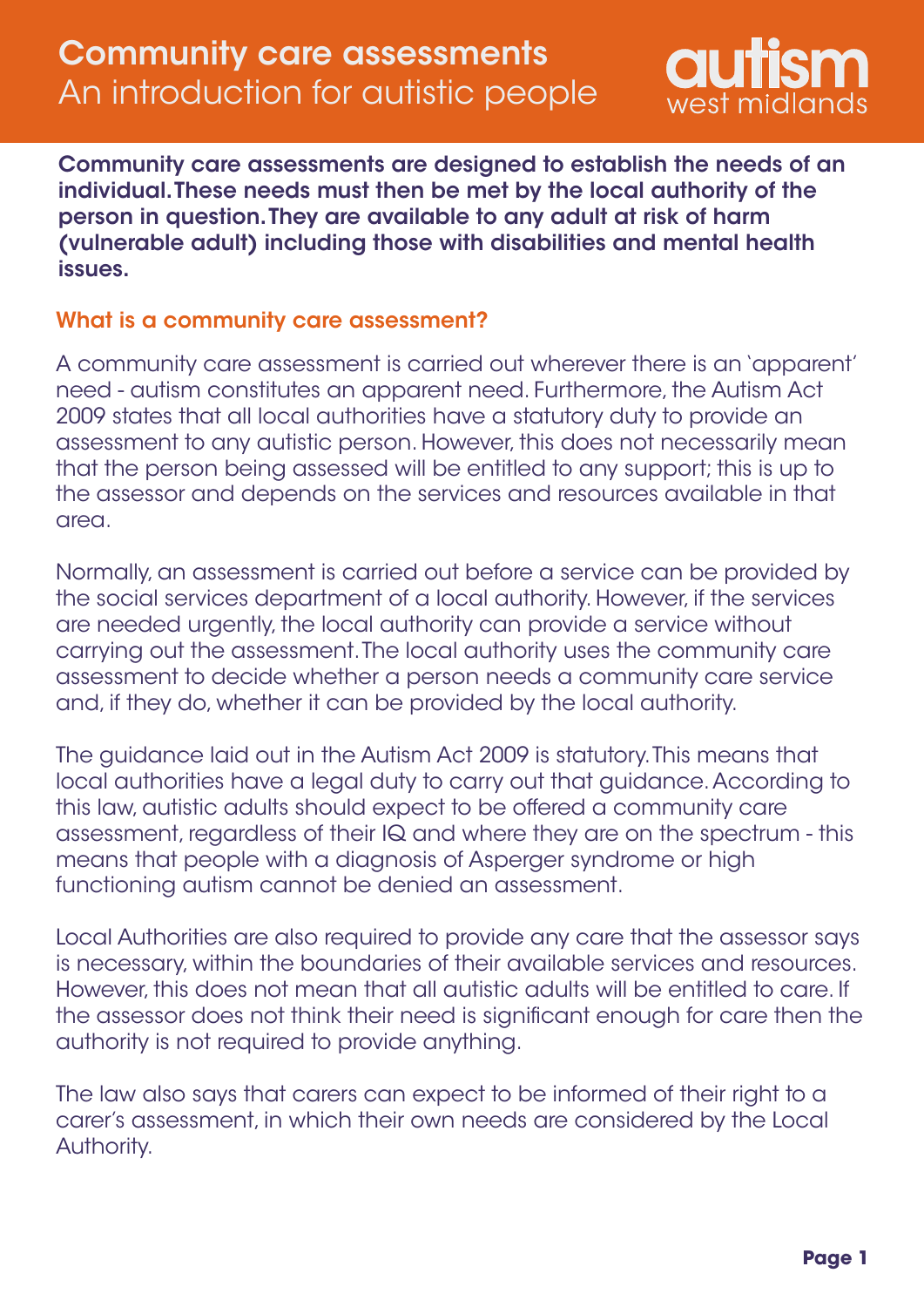# Community care assessments
## An introduction for autistic people

autism west midlands

**Community care assessments are designed to establish the needs of an individual. These needs must then be met by the local authority of the person in question. They are available to any adult at risk of harm (vulnerable adult) including those with disabilities and mental health issues.**

### What is a community care assessment?

A community care assessment is carried out wherever there is an 'apparent' need - autism constitutes an apparent need. Furthermore, the Autism Act 2009 states that all local authorities have a statutory duty to provide an assessment to any autistic person. However, this does not necessarily mean that the person being assessed will be entitled to any support; this is up to the assessor and depends on the services and resources available in that area.

Normally, an assessment is carried out before a service can be provided by the social services department of a local authority. However, if the services are needed urgently, the local authority can provide a service without carrying out the assessment. The local authority uses the community care assessment to decide whether a person needs a community care service and, if they do, whether it can be provided by the local authority.

The guidance laid out in the Autism Act 2009 is statutory. This means that local authorities have a legal duty to carry out that guidance. According to this law, autistic adults should expect to be offered a community care assessment, regardless of their IQ and where they are on the spectrum - this means that people with a diagnosis of Asperger syndrome or high functioning autism cannot be denied an assessment.

Local Authorities are also required to provide any care that the assessor says is necessary, within the boundaries of their available services and resources. However, this does not mean that all autistic adults will be entitled to care. If the assessor does not think their need is significant enough for care then the authority is not required to provide anything.

The law also says that carers can expect to be informed of their right to a carer's assessment, in which their own needs are considered by the Local Authority.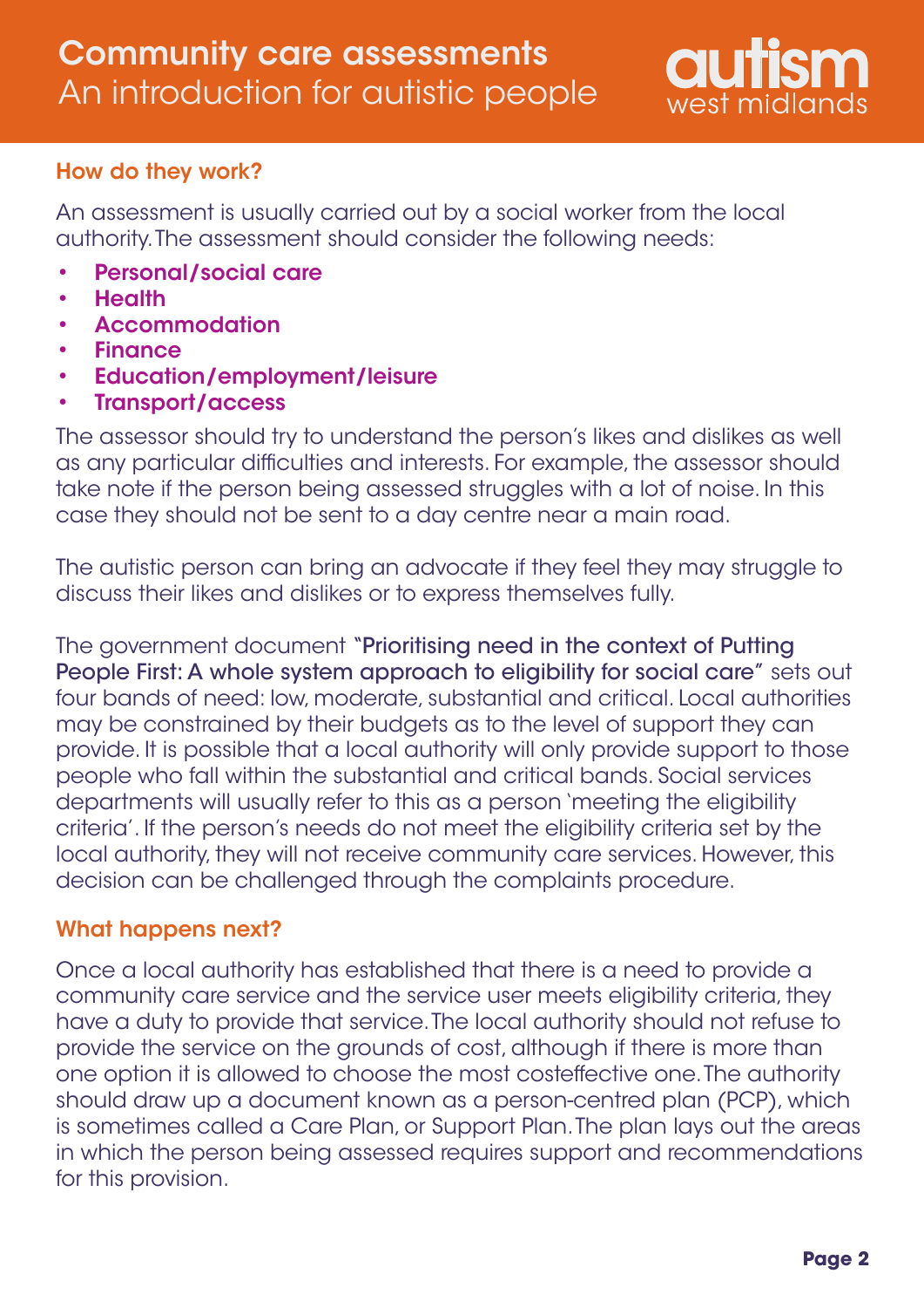## How do they work?

An assessment is usually carried out by a social worker from the local authority. The assessment should consider the following needs:

- **Personal/social care**
- **Health**
- **Accommodation**
- **Finance**
- **Education/employment/leisure**
- **Transport/access**

The assessor should try to understand the person's likes and dislikes as well as any particular difficulties and interests. For example, the assessor should take note if the person being assessed struggles with a lot of noise. In this case they should not be sent to a day centre near a main road.

The autistic person can bring an advocate if they feel they may struggle to discuss their likes and dislikes or to express themselves fully.

The government document "Prioritising need in the context of Putting People First: A whole system approach to eligibility for social care" sets out four bands of need: low, moderate, substantial and critical. Local authorities may be constrained by their budgets as to the level of support they can provide. It is possible that a local authority will only provide support to those people who fall within the substantial and critical bands. Social services departments will usually refer to this as a person 'meeting the eligibility criteria'. If the person's needs do not meet the eligibility criteria set by the local authority, they will not receive community care services. However, this decision can be challenged through the complaints procedure.

## What happens next?

Once a local authority has established that there is a need to provide a community care service and the service user meets eligibility criteria, they have a duty to provide that service. The local authority should not refuse to provide the service on the grounds of cost, although if there is more than one option it is allowed to choose the most costeffective one. The authority should draw up a document known as a person-centred plan (PCP), which is sometimes called a Care Plan, or Support Plan. The plan lays out the areas in which the person being assessed requires support and recommendations for this provision.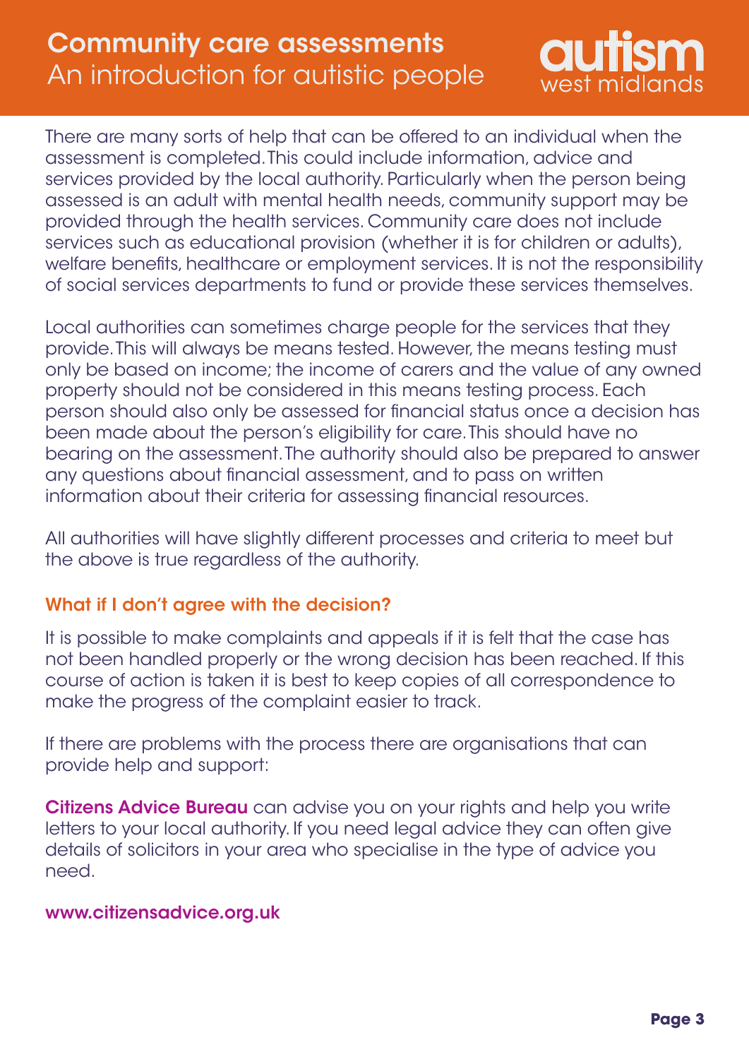There are many sorts of help that can be offered to an individual when the assessment is completed. This could include information, advice and services provided by the local authority. Particularly when the person being assessed is an adult with mental health needs, community support may be provided through the health services. Community care does not include services such as educational provision (whether it is for children or adults), welfare benefits, healthcare or employment services. It is not the responsibility of social services departments to fund or provide these services themselves.

Local authorities can sometimes charge people for the services that they provide. This will always be means tested. However, the means testing must only be based on income; the income of carers and the value of any owned property should not be considered in this means testing process. Each person should also only be assessed for financial status once a decision has been made about the person's eligibility for care. This should have no bearing on the assessment. The authority should also be prepared to answer any questions about financial assessment, and to pass on written information about their criteria for assessing financial resources.

All authorities will have slightly different processes and criteria to meet but the above is true regardless of the authority.

### What if I don't agree with the decision?

It is possible to make complaints and appeals if it is felt that the case has not been handled properly or the wrong decision has been reached. If this course of action is taken it is best to keep copies of all correspondence to make the progress of the complaint easier to track.

If there are problems with the process there are organisations that can provide help and support:

**Citizens Advice Bureau** can advise you on your rights and help you write letters to your local authority. If you need legal advice they can often give details of solicitors in your area who specialise in the type of advice you need.

**www.citizensadvice.org.uk**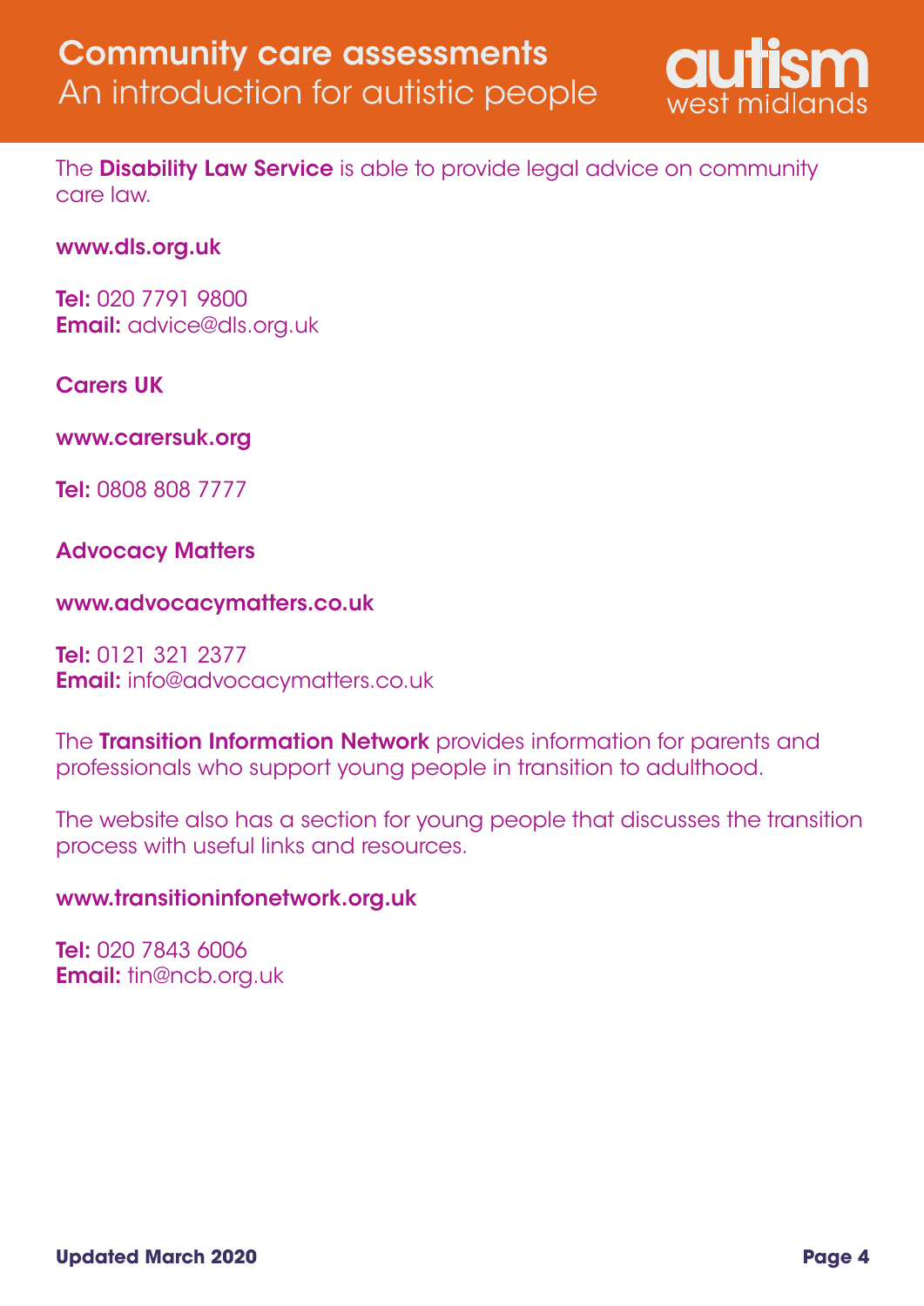The **Disability Law Service** is able to provide legal advice on community care law.

**www.dls.org.uk**

**Tel:** 020 7791 9800
**Email:** advice@dls.org.uk

**Carers UK**

**www.carersuk.org**

**Tel:** 0808 808 7777

**Advocacy Matters**

**www.advocacymatters.co.uk**

**Tel:** 0121 321 2377
**Email:** info@advocacymatters.co.uk

The **Transition Information Network** provides information for parents and professionals who support young people in transition to adulthood.

The website also has a section for young people that discusses the transition process with useful links and resources.

**www.transitioninfonetwork.org.uk**

**Tel:** 020 7843 6006
**Email:** tin@ncb.org.uk

**Updated March 2020**